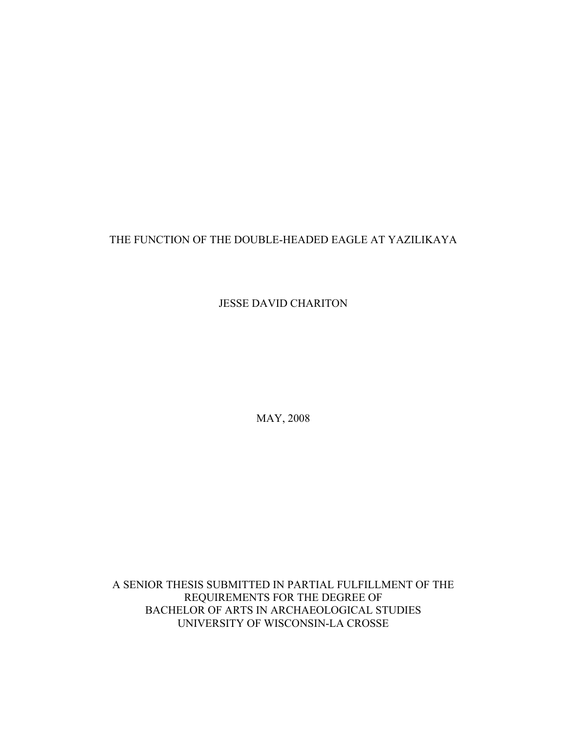# THE FUNCTION OF THE DOUBLE-HEADED EAGLE AT YAZILIKAYA

JESSE DAVID CHARITON

MAY, 2008

A SENIOR THESIS SUBMITTED IN PARTIAL FULFILLMENT OF THE REQUIREMENTS FOR THE DEGREE OF BACHELOR OF ARTS IN ARCHAEOLOGICAL STUDIES UNIVERSITY OF WISCONSIN-LA CROSSE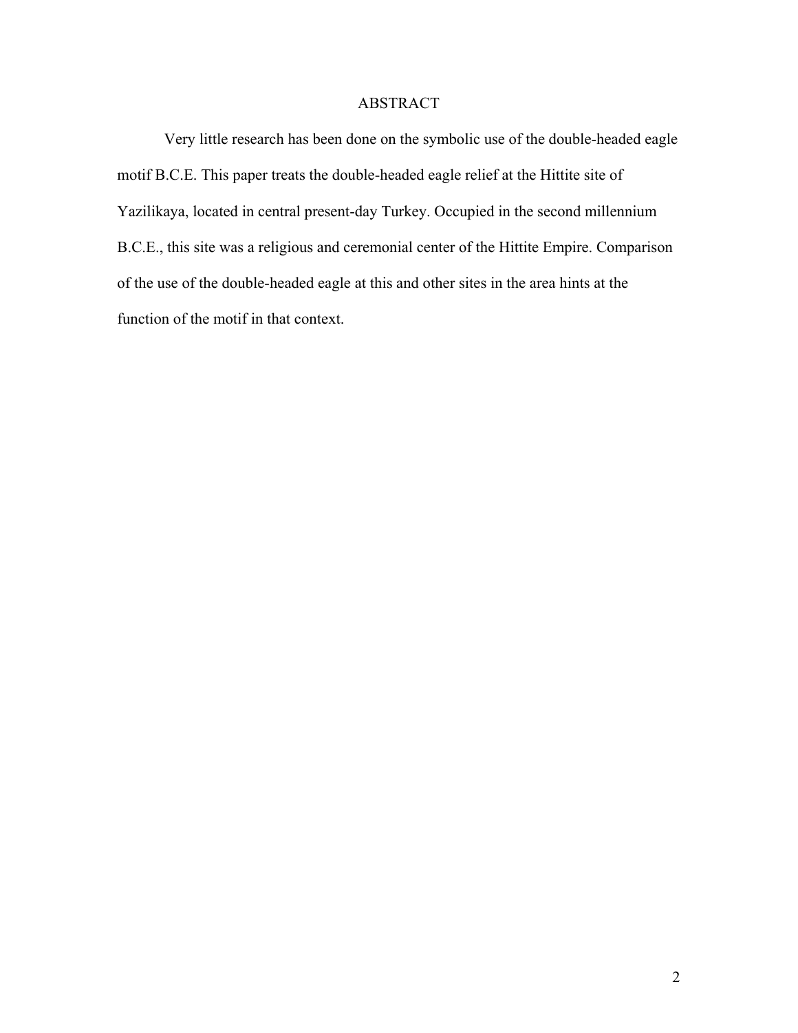# ABSTRACT

Very little research has been done on the symbolic use of the double-headed eagle motif B.C.E. This paper treats the double-headed eagle relief at the Hittite site of Yazilikaya, located in central present-day Turkey. Occupied in the second millennium B.C.E., this site was a religious and ceremonial center of the Hittite Empire. Comparison of the use of the double-headed eagle at this and other sites in the area hints at the function of the motif in that context.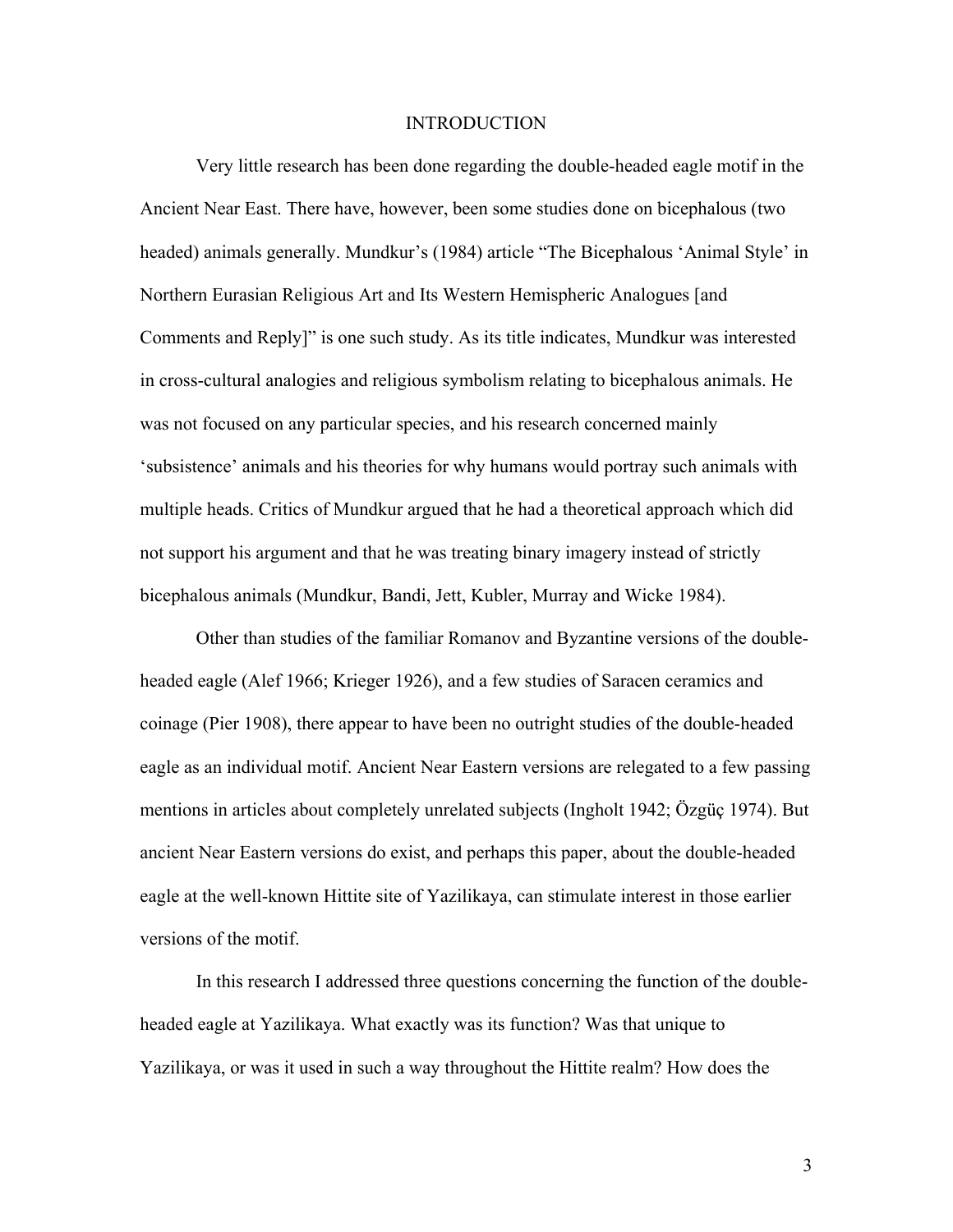# INTRODUCTION

Very little research has been done regarding the double-headed eagle motif in the Ancient Near East. There have, however, been some studies done on bicephalous (two headed) animals generally. Mundkur's (1984) article "The Bicephalous 'Animal Style' in Northern Eurasian Religious Art and Its Western Hemispheric Analogues [and Comments and Reply]" is one such study. As its title indicates, Mundkur was interested in cross-cultural analogies and religious symbolism relating to bicephalous animals. He was not focused on any particular species, and his research concerned mainly 'subsistence' animals and his theories for why humans would portray such animals with multiple heads. Critics of Mundkur argued that he had a theoretical approach which did not support his argument and that he was treating binary imagery instead of strictly bicephalous animals (Mundkur, Bandi, Jett, Kubler, Murray and Wicke 1984).

Other than studies of the familiar Romanov and Byzantine versions of the double-headed eagle (Alef 1966; Krieger 1926), and a few studies of Saracen ceramics and coinage (Pier 1908), there appear to have been no outright studies of the double-headed eagle as an individual motif. Ancient Near Eastern versions are relegated to a few passing mentions in articles about completely unrelated subjects (Ingholt 1942; Özgüç 1974). But ancient Near Eastern versions do exist, and perhaps this paper, about the double-headed eagle at the well-known Hittite site of Yazilikaya, can stimulate interest in those earlier versions of the motif.

In this research I addressed three questions concerning the function of the double-headed eagle at Yazilikaya. What exactly was its function? Was that unique to Yazilikaya, or was it used in such a way throughout the Hittite realm? How does the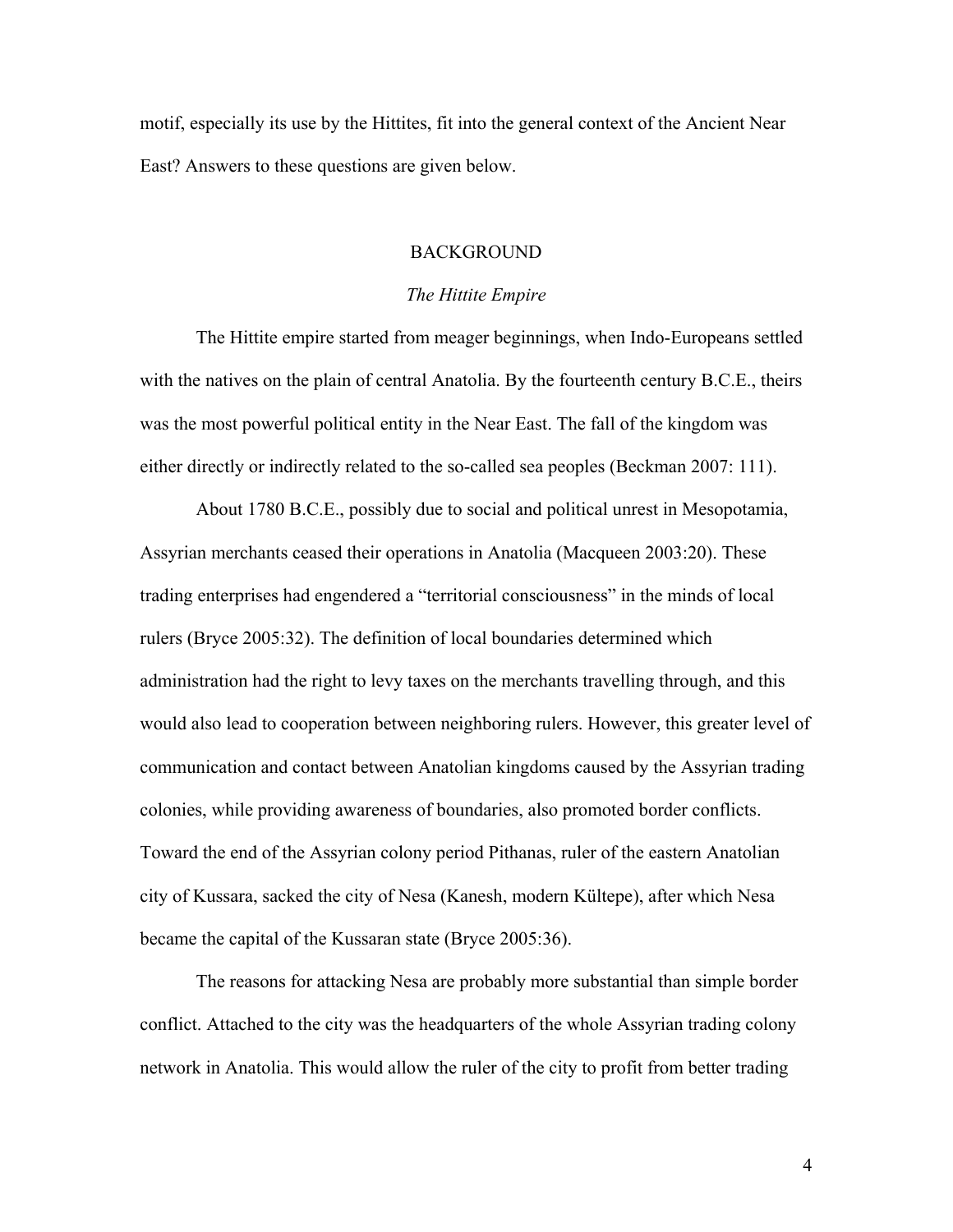motif, especially its use by the Hittites, fit into the general context of the Ancient Near East? Answers to these questions are given below.

## BACKGROUND

### *The Hittite Empire*

The Hittite empire started from meager beginnings, when Indo-Europeans settled with the natives on the plain of central Anatolia. By the fourteenth century B.C.E., theirs was the most powerful political entity in the Near East. The fall of the kingdom was either directly or indirectly related to the so-called sea peoples (Beckman 2007: 111).

About 1780 B.C.E., possibly due to social and political unrest in Mesopotamia, Assyrian merchants ceased their operations in Anatolia (Macqueen 2003:20). These trading enterprises had engendered a "territorial consciousness" in the minds of local rulers (Bryce 2005:32). The definition of local boundaries determined which administration had the right to levy taxes on the merchants travelling through, and this would also lead to cooperation between neighboring rulers. However, this greater level of communication and contact between Anatolian kingdoms caused by the Assyrian trading colonies, while providing awareness of boundaries, also promoted border conflicts. Toward the end of the Assyrian colony period Pithanas, ruler of the eastern Anatolian city of Kussara, sacked the city of Nesa (Kanesh, modern Kültepe), after which Nesa became the capital of the Kussaran state (Bryce 2005:36).

The reasons for attacking Nesa are probably more substantial than simple border conflict. Attached to the city was the headquarters of the whole Assyrian trading colony network in Anatolia. This would allow the ruler of the city to profit from better trading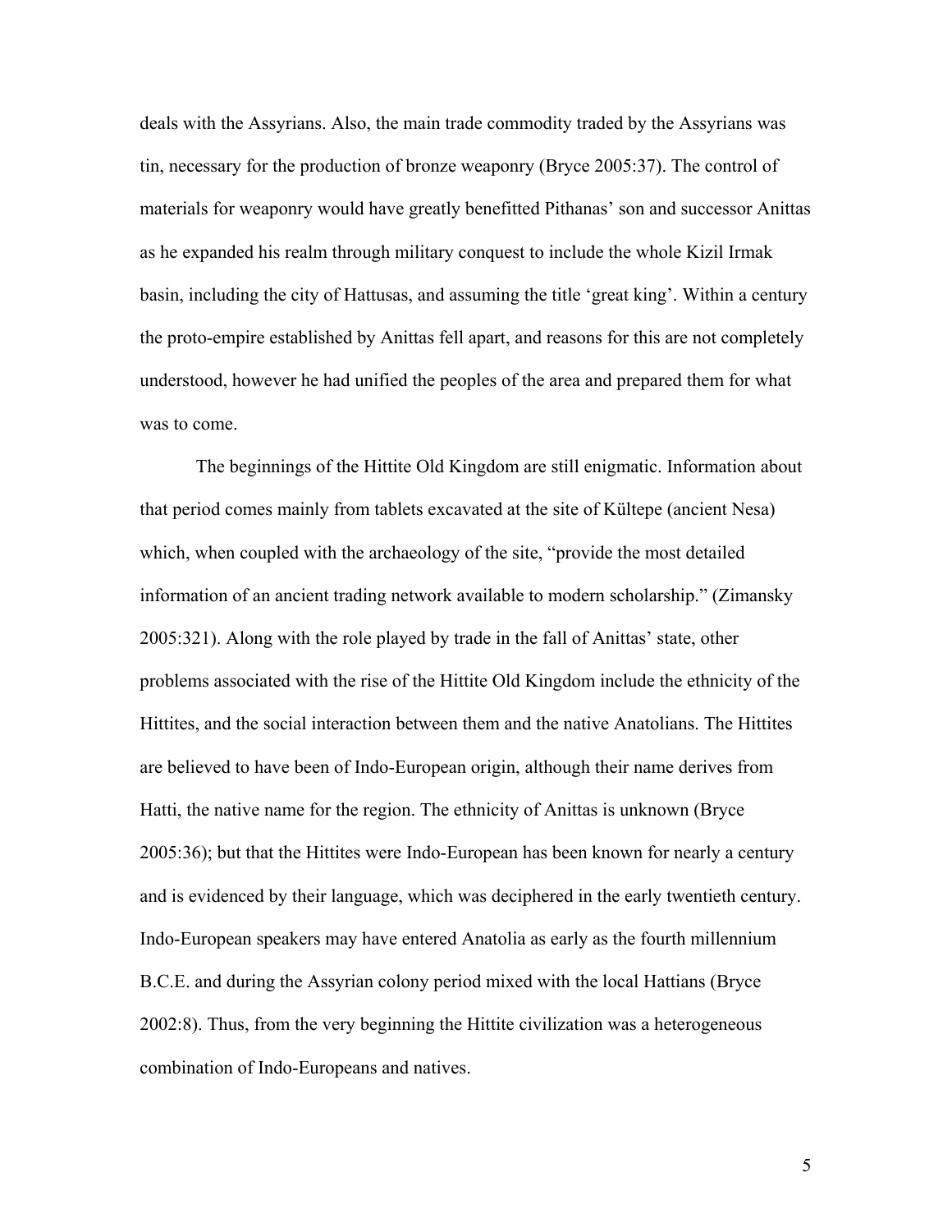deals with the Assyrians. Also, the main trade commodity traded by the Assyrians was tin, necessary for the production of bronze weaponry (Bryce 2005:37). The control of materials for weaponry would have greatly benefitted Pithanas' son and successor Anittas as he expanded his realm through military conquest to include the whole Kizil Irmak basin, including the city of Hattusas, and assuming the title 'great king'. Within a century the proto-empire established by Anittas fell apart, and reasons for this are not completely understood, however he had unified the peoples of the area and prepared them for what was to come.

The beginnings of the Hittite Old Kingdom are still enigmatic. Information about that period comes mainly from tablets excavated at the site of Kültepe (ancient Nesa) which, when coupled with the archaeology of the site, "provide the most detailed information of an ancient trading network available to modern scholarship." (Zimansky 2005:321). Along with the role played by trade in the fall of Anittas' state, other problems associated with the rise of the Hittite Old Kingdom include the ethnicity of the Hittites, and the social interaction between them and the native Anatolians. The Hittites are believed to have been of Indo-European origin, although their name derives from Hatti, the native name for the region. The ethnicity of Anittas is unknown (Bryce 2005:36); but that the Hittites were Indo-European has been known for nearly a century and is evidenced by their language, which was deciphered in the early twentieth century. Indo-European speakers may have entered Anatolia as early as the fourth millennium B.C.E. and during the Assyrian colony period mixed with the local Hattians (Bryce 2002:8). Thus, from the very beginning the Hittite civilization was a heterogeneous combination of Indo-Europeans and natives.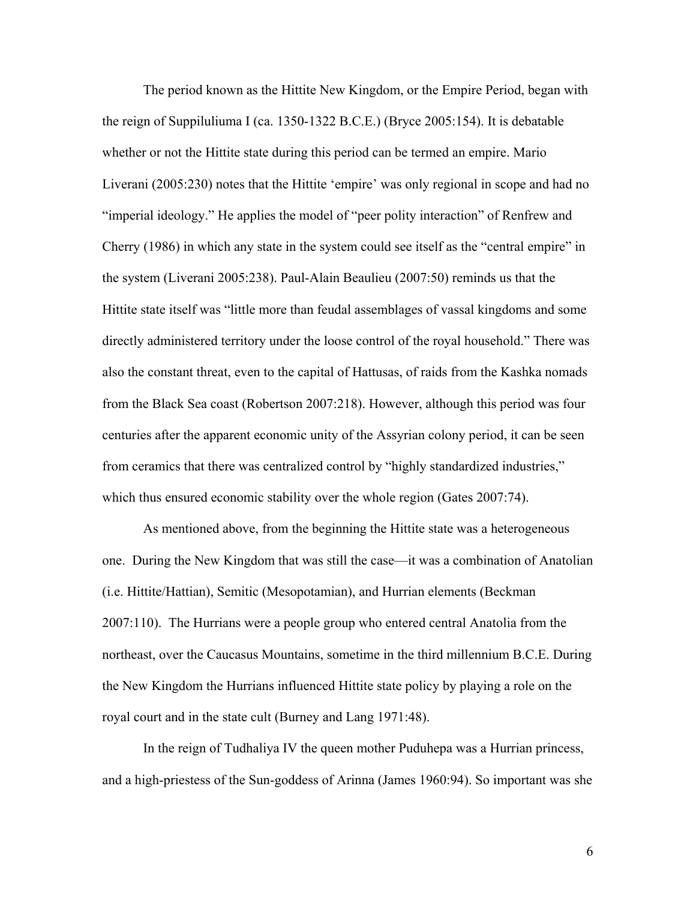The period known as the Hittite New Kingdom, or the Empire Period, began with the reign of Suppiluliuma I (ca. 1350-1322 B.C.E.) (Bryce 2005:154). It is debatable whether or not the Hittite state during this period can be termed an empire. Mario Liverani (2005:230) notes that the Hittite 'empire' was only regional in scope and had no "imperial ideology." He applies the model of "peer polity interaction" of Renfrew and Cherry (1986) in which any state in the system could see itself as the "central empire" in the system (Liverani 2005:238). Paul-Alain Beaulieu (2007:50) reminds us that the Hittite state itself was "little more than feudal assemblages of vassal kingdoms and some directly administered territory under the loose control of the royal household." There was also the constant threat, even to the capital of Hattusas, of raids from the Kashka nomads from the Black Sea coast (Robertson 2007:218). However, although this period was four centuries after the apparent economic unity of the Assyrian colony period, it can be seen from ceramics that there was centralized control by "highly standardized industries," which thus ensured economic stability over the whole region (Gates 2007:74).

As mentioned above, from the beginning the Hittite state was a heterogeneous one. During the New Kingdom that was still the case—it was a combination of Anatolian (i.e. Hittite/Hattian), Semitic (Mesopotamian), and Hurrian elements (Beckman 2007:110). The Hurrians were a people group who entered central Anatolia from the northeast, over the Caucasus Mountains, sometime in the third millennium B.C.E. During the New Kingdom the Hurrians influenced Hittite state policy by playing a role on the royal court and in the state cult (Burney and Lang 1971:48).

In the reign of Tudhaliya IV the queen mother Puduhepa was a Hurrian princess, and a high-priestess of the Sun-goddess of Arinna (James 1960:94). So important was she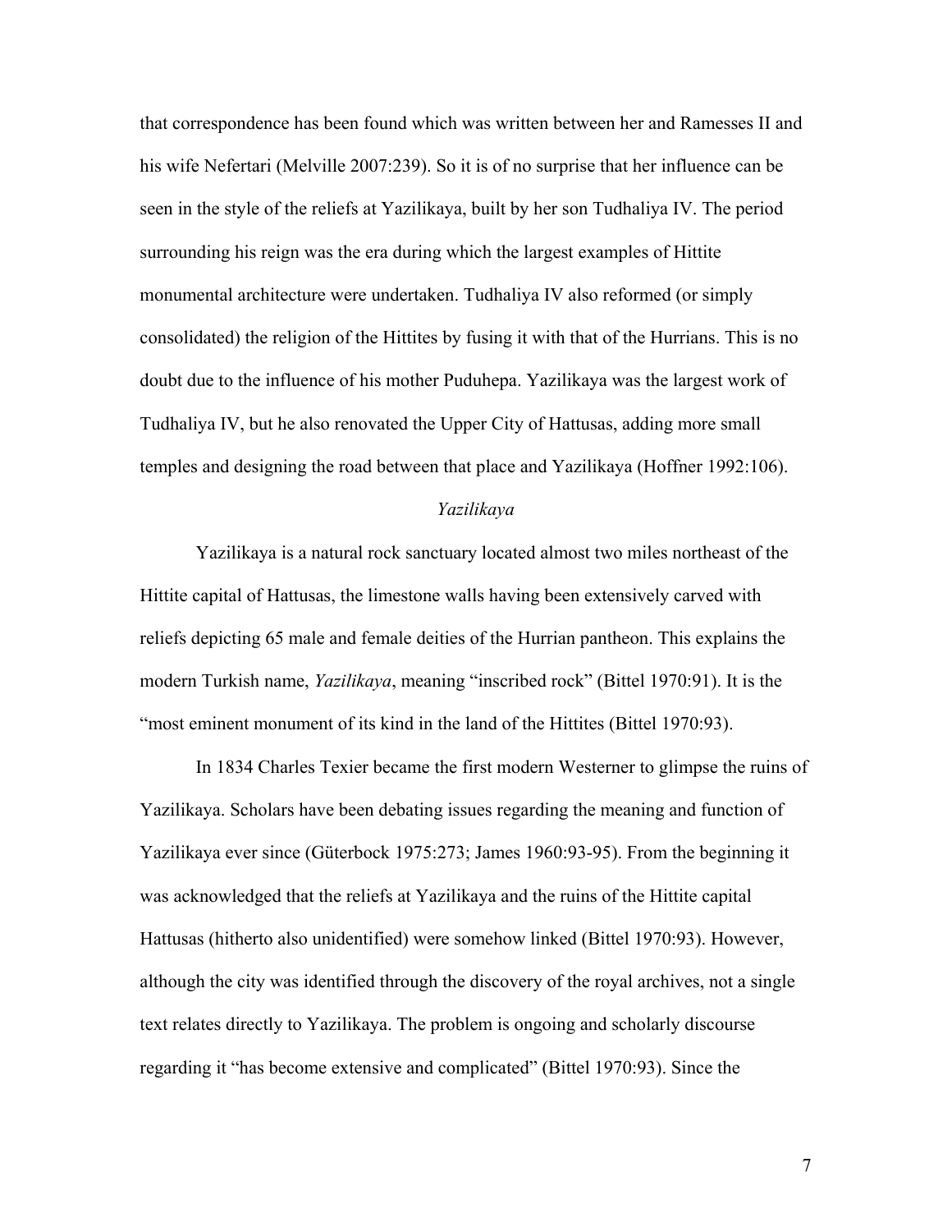that correspondence has been found which was written between her and Ramesses II and his wife Nefertari (Melville 2007:239). So it is of no surprise that her influence can be seen in the style of the reliefs at Yazilikaya, built by her son Tudhaliya IV. The period surrounding his reign was the era during which the largest examples of Hittite monumental architecture were undertaken. Tudhaliya IV also reformed (or simply consolidated) the religion of the Hittites by fusing it with that of the Hurrians. This is no doubt due to the influence of his mother Puduhepa. Yazilikaya was the largest work of Tudhaliya IV, but he also renovated the Upper City of Hattusas, adding more small temples and designing the road between that place and Yazilikaya (Hoffner 1992:106).

### *Yazilikaya*

Yazilikaya is a natural rock sanctuary located almost two miles northeast of the Hittite capital of Hattusas, the limestone walls having been extensively carved with reliefs depicting 65 male and female deities of the Hurrian pantheon. This explains the modern Turkish name, *Yazilikaya*, meaning "inscribed rock" (Bittel 1970:91). It is the "most eminent monument of its kind in the land of the Hittites (Bittel 1970:93).

In 1834 Charles Texier became the first modern Westerner to glimpse the ruins of Yazilikaya. Scholars have been debating issues regarding the meaning and function of Yazilikaya ever since (Güterbock 1975:273; James 1960:93-95). From the beginning it was acknowledged that the reliefs at Yazilikaya and the ruins of the Hittite capital Hattusas (hitherto also unidentified) were somehow linked (Bittel 1970:93). However, although the city was identified through the discovery of the royal archives, not a single text relates directly to Yazilikaya. The problem is ongoing and scholarly discourse regarding it "has become extensive and complicated" (Bittel 1970:93). Since the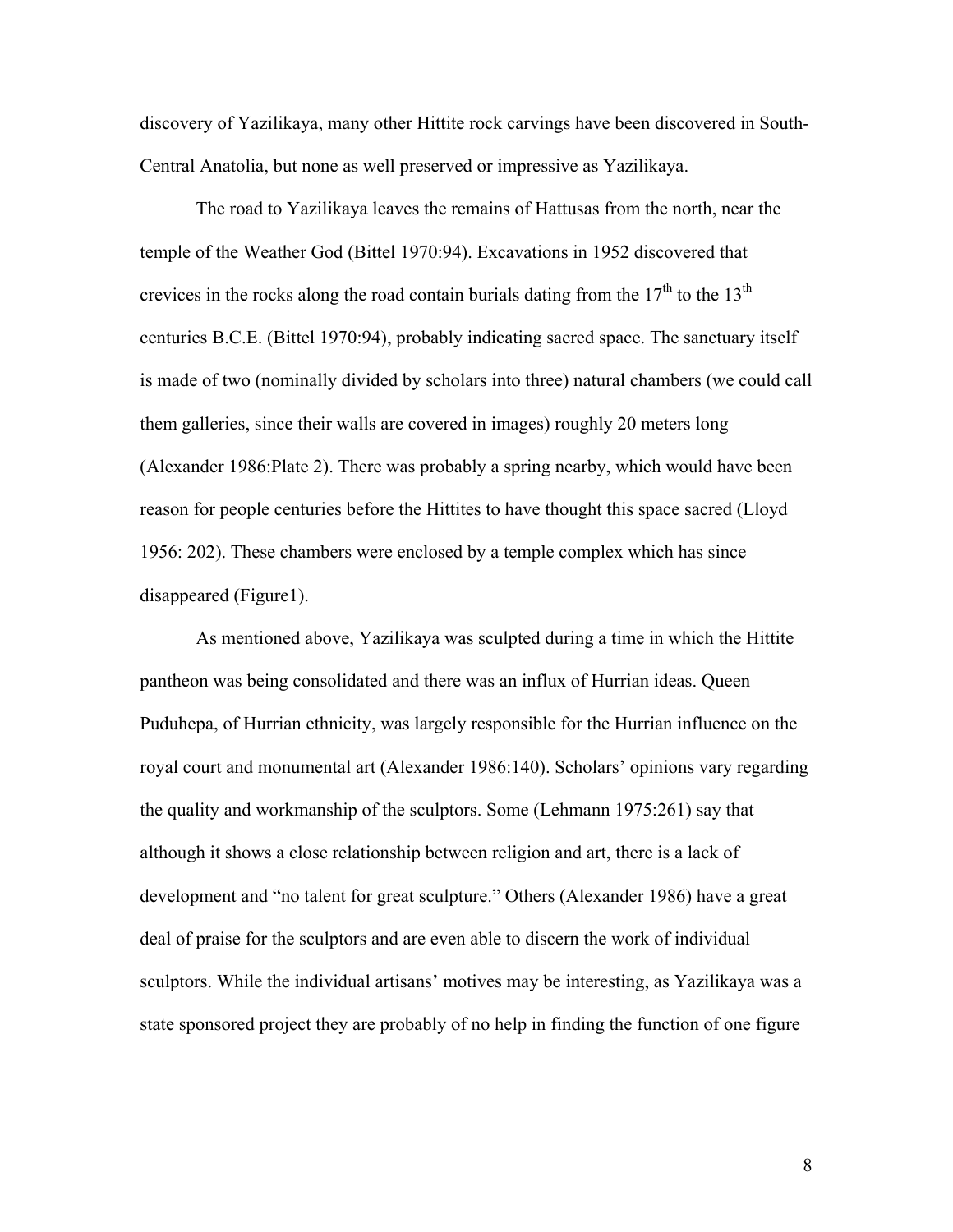discovery of Yazilikaya, many other Hittite rock carvings have been discovered in South-Central Anatolia, but none as well preserved or impressive as Yazilikaya.

The road to Yazilikaya leaves the remains of Hattusas from the north, near the temple of the Weather God (Bittel 1970:94). Excavations in 1952 discovered that crevices in the rocks along the road contain burials dating from the 17th to the 13th centuries B.C.E. (Bittel 1970:94), probably indicating sacred space. The sanctuary itself is made of two (nominally divided by scholars into three) natural chambers (we could call them galleries, since their walls are covered in images) roughly 20 meters long (Alexander 1986:Plate 2). There was probably a spring nearby, which would have been reason for people centuries before the Hittites to have thought this space sacred (Lloyd 1956: 202). These chambers were enclosed by a temple complex which has since disappeared (Figure1).

As mentioned above, Yazilikaya was sculpted during a time in which the Hittite pantheon was being consolidated and there was an influx of Hurrian ideas. Queen Puduhepa, of Hurrian ethnicity, was largely responsible for the Hurrian influence on the royal court and monumental art (Alexander 1986:140). Scholars' opinions vary regarding the quality and workmanship of the sculptors. Some (Lehmann 1975:261) say that although it shows a close relationship between religion and art, there is a lack of development and "no talent for great sculpture." Others (Alexander 1986) have a great deal of praise for the sculptors and are even able to discern the work of individual sculptors. While the individual artisans' motives may be interesting, as Yazilikaya was a state sponsored project they are probably of no help in finding the function of one figure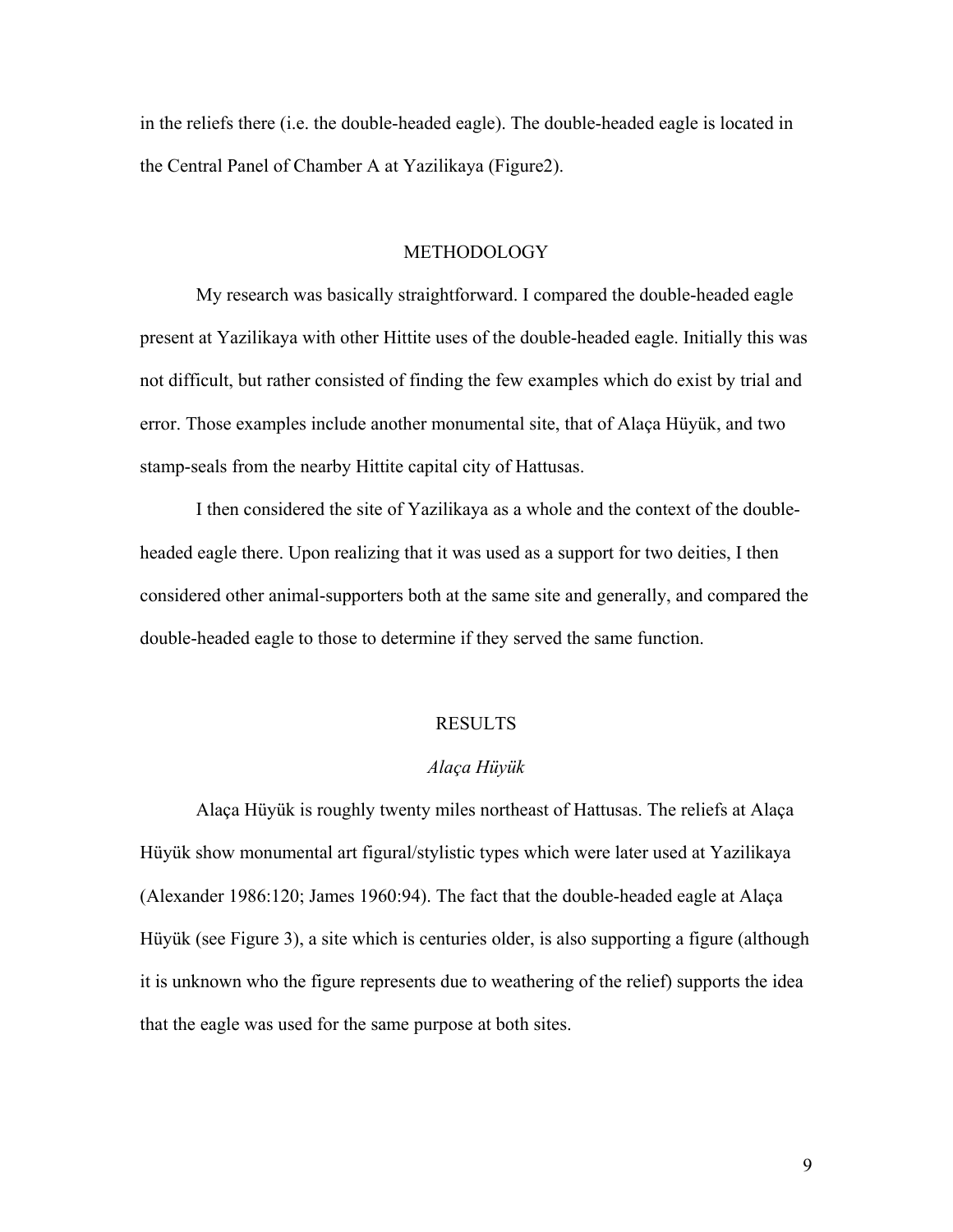in the reliefs there (i.e. the double-headed eagle). The double-headed eagle is located in the Central Panel of Chamber A at Yazilikaya (Figure2).

## METHODOLOGY

My research was basically straightforward. I compared the double-headed eagle present at Yazilikaya with other Hittite uses of the double-headed eagle. Initially this was not difficult, but rather consisted of finding the few examples which do exist by trial and error. Those examples include another monumental site, that of Alaça Hüyük, and two stamp-seals from the nearby Hittite capital city of Hattusas.

I then considered the site of Yazilikaya as a whole and the context of the double-headed eagle there. Upon realizing that it was used as a support for two deities, I then considered other animal-supporters both at the same site and generally, and compared the double-headed eagle to those to determine if they served the same function.

## RESULTS

### *Alaça Hüyük*

Alaça Hüyük is roughly twenty miles northeast of Hattusas. The reliefs at Alaça Hüyük show monumental art figural/stylistic types which were later used at Yazilikaya (Alexander 1986:120; James 1960:94). The fact that the double-headed eagle at Alaça Hüyük (see Figure 3), a site which is centuries older, is also supporting a figure (although it is unknown who the figure represents due to weathering of the relief) supports the idea that the eagle was used for the same purpose at both sites.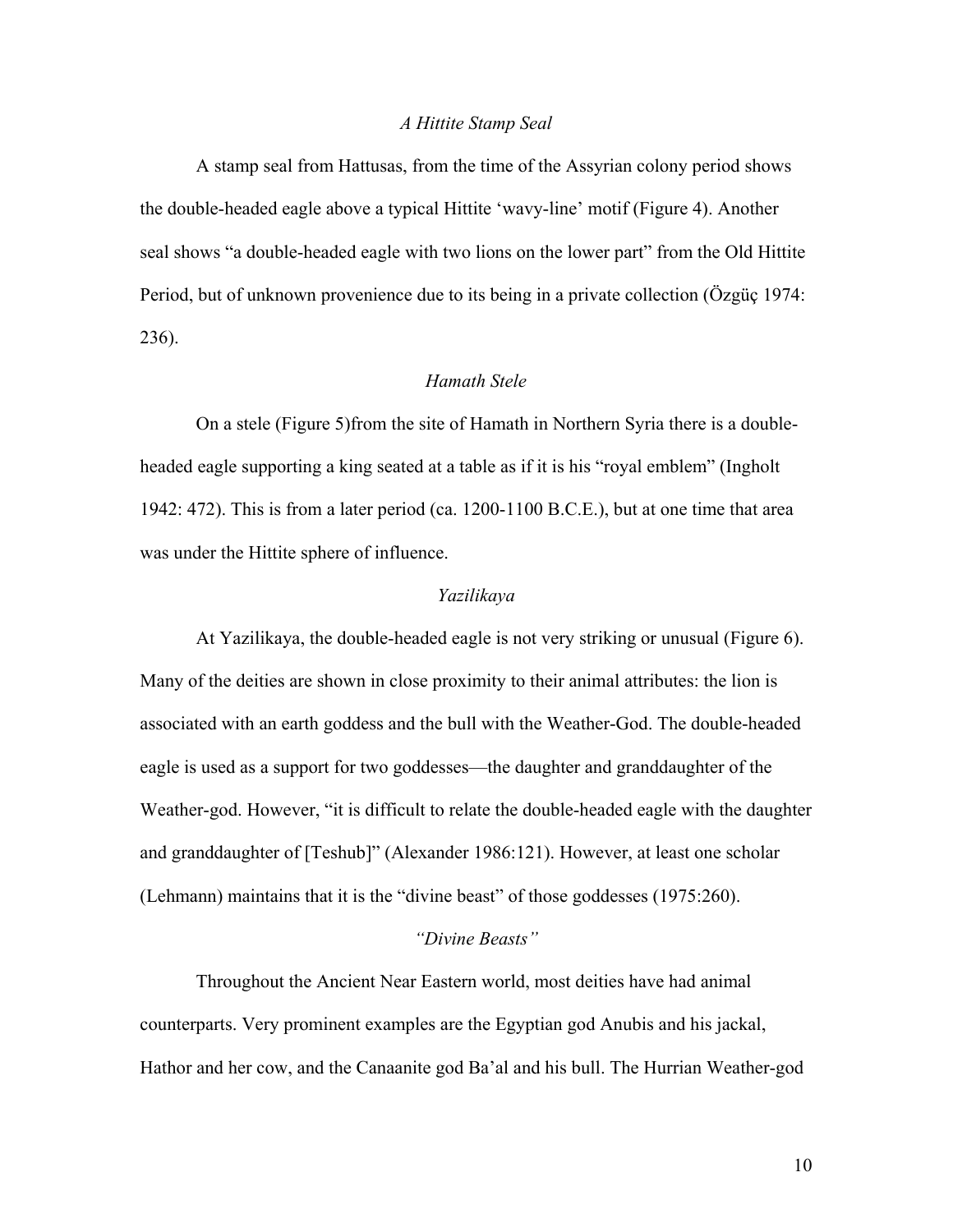### *A Hittite Stamp Seal*

A stamp seal from Hattusas, from the time of the Assyrian colony period shows the double-headed eagle above a typical Hittite 'wavy-line' motif (Figure 4). Another seal shows "a double-headed eagle with two lions on the lower part" from the Old Hittite Period, but of unknown provenience due to its being in a private collection (Özgüç 1974: 236).

### *Hamath Stele*

On a stele (Figure 5)from the site of Hamath in Northern Syria there is a double-headed eagle supporting a king seated at a table as if it is his "royal emblem" (Ingholt 1942: 472). This is from a later period (ca. 1200-1100 B.C.E.), but at one time that area was under the Hittite sphere of influence.

### *Yazilikaya*

At Yazilikaya, the double-headed eagle is not very striking or unusual (Figure 6). Many of the deities are shown in close proximity to their animal attributes: the lion is associated with an earth goddess and the bull with the Weather-God. The double-headed eagle is used as a support for two goddesses—the daughter and granddaughter of the Weather-god. However, "it is difficult to relate the double-headed eagle with the daughter and granddaughter of [Teshub]" (Alexander 1986:121). However, at least one scholar (Lehmann) maintains that it is the "divine beast" of those goddesses (1975:260).

### *"Divine Beasts"*

Throughout the Ancient Near Eastern world, most deities have had animal counterparts. Very prominent examples are the Egyptian god Anubis and his jackal, Hathor and her cow, and the Canaanite god Ba'al and his bull. The Hurrian Weather-god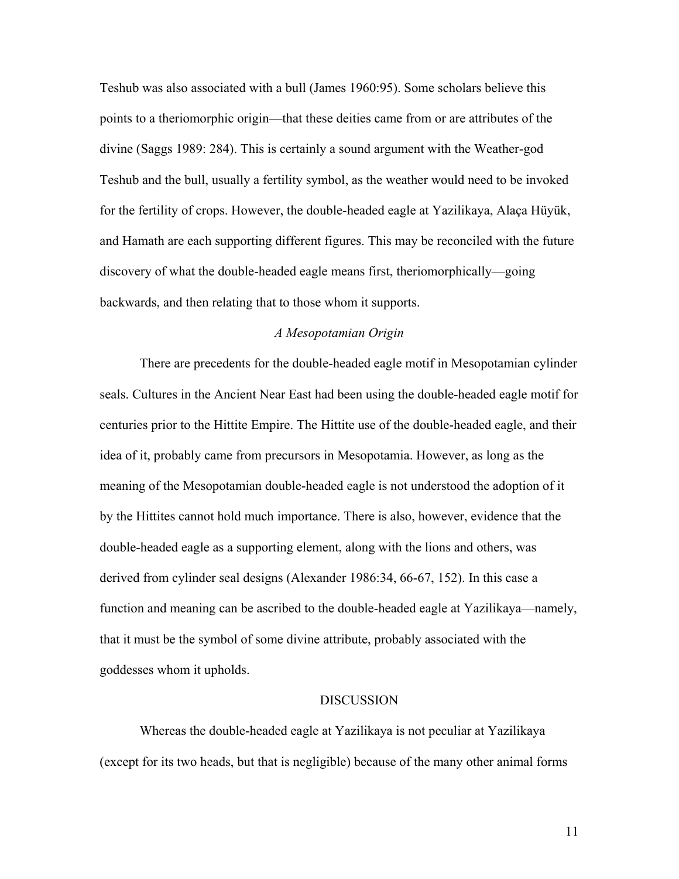Teshub was also associated with a bull (James 1960:95). Some scholars believe this points to a theriomorphic origin—that these deities came from or are attributes of the divine (Saggs 1989: 284). This is certainly a sound argument with the Weather-god Teshub and the bull, usually a fertility symbol, as the weather would need to be invoked for the fertility of crops. However, the double-headed eagle at Yazilikaya, Alaça Hüyük, and Hamath are each supporting different figures. This may be reconciled with the future discovery of what the double-headed eagle means first, theriomorphically—going backwards, and then relating that to those whom it supports.

### *A Mesopotamian Origin*

There are precedents for the double-headed eagle motif in Mesopotamian cylinder seals. Cultures in the Ancient Near East had been using the double-headed eagle motif for centuries prior to the Hittite Empire. The Hittite use of the double-headed eagle, and their idea of it, probably came from precursors in Mesopotamia. However, as long as the meaning of the Mesopotamian double-headed eagle is not understood the adoption of it by the Hittites cannot hold much importance. There is also, however, evidence that the double-headed eagle as a supporting element, along with the lions and others, was derived from cylinder seal designs (Alexander 1986:34, 66-67, 152). In this case a function and meaning can be ascribed to the double-headed eagle at Yazilikaya—namely, that it must be the symbol of some divine attribute, probably associated with the goddesses whom it upholds.

## DISCUSSION

Whereas the double-headed eagle at Yazilikaya is not peculiar at Yazilikaya (except for its two heads, but that is negligible) because of the many other animal forms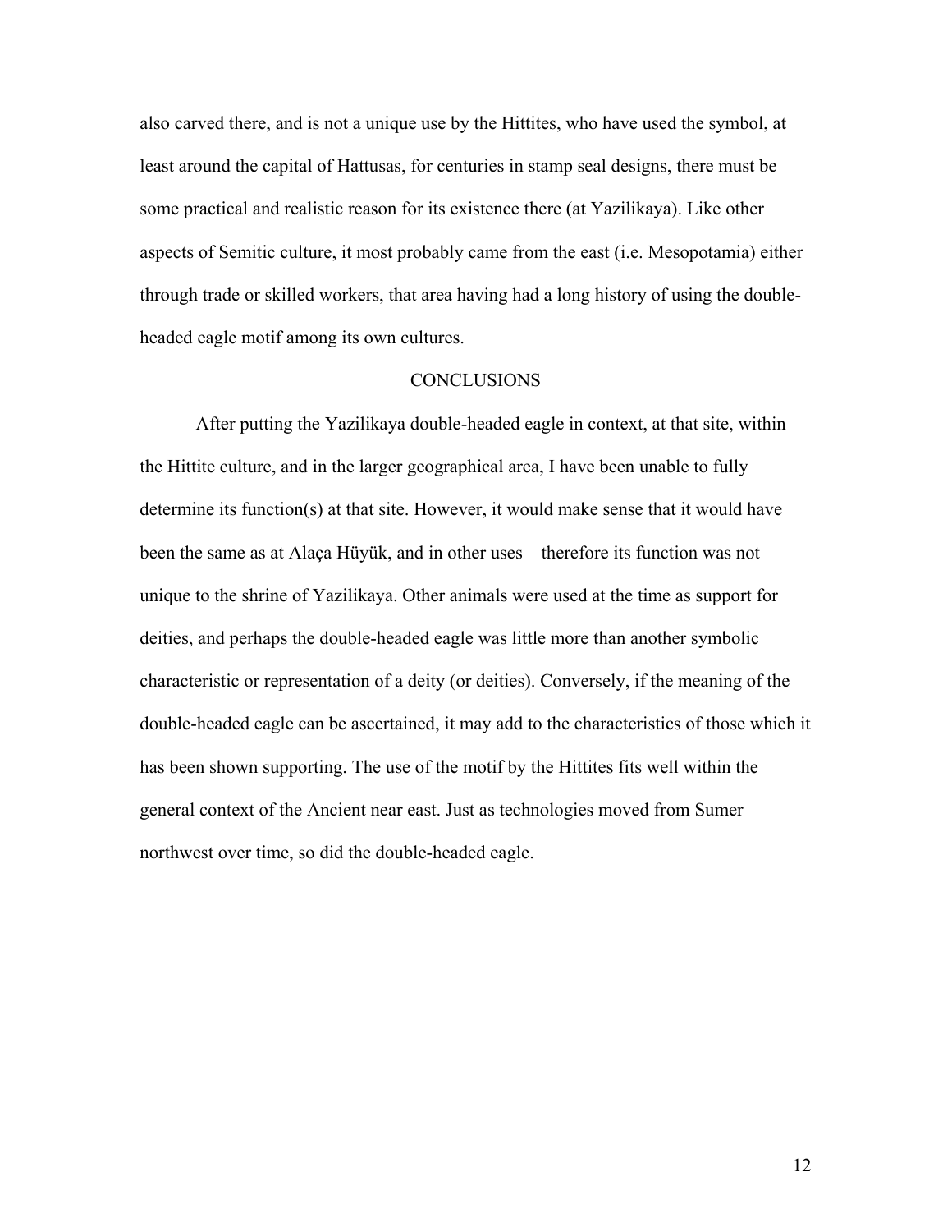also carved there, and is not a unique use by the Hittites, who have used the symbol, at least around the capital of Hattusas, for centuries in stamp seal designs, there must be some practical and realistic reason for its existence there (at Yazilikaya). Like other aspects of Semitic culture, it most probably came from the east (i.e. Mesopotamia) either through trade or skilled workers, that area having had a long history of using the double-headed eagle motif among its own cultures.

## CONCLUSIONS

After putting the Yazilikaya double-headed eagle in context, at that site, within the Hittite culture, and in the larger geographical area, I have been unable to fully determine its function(s) at that site. However, it would make sense that it would have been the same as at Alaça Hüyük, and in other uses—therefore its function was not unique to the shrine of Yazilikaya. Other animals were used at the time as support for deities, and perhaps the double-headed eagle was little more than another symbolic characteristic or representation of a deity (or deities). Conversely, if the meaning of the double-headed eagle can be ascertained, it may add to the characteristics of those which it has been shown supporting. The use of the motif by the Hittites fits well within the general context of the Ancient near east. Just as technologies moved from Sumer northwest over time, so did the double-headed eagle.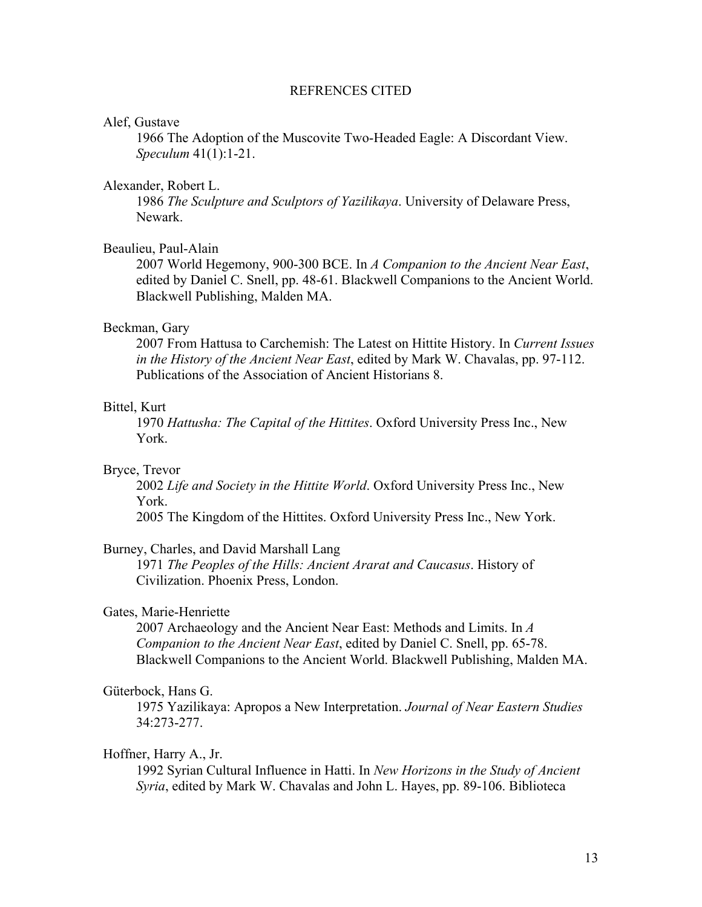# REFRENCES CITED

Alef, Gustave
1966 The Adoption of the Muscovite Two-Headed Eagle: A Discordant View. *Speculum* 41(1):1-21.

Alexander, Robert L.
1986 *The Sculpture and Sculptors of Yazilikaya*. University of Delaware Press, Newark.

Beaulieu, Paul-Alain
2007 World Hegemony, 900-300 BCE. In *A Companion to the Ancient Near East*, edited by Daniel C. Snell, pp. 48-61. Blackwell Companions to the Ancient World. Blackwell Publishing, Malden MA.

Beckman, Gary
2007 From Hattusa to Carchemish: The Latest on Hittite History. In *Current Issues in the History of the Ancient Near East*, edited by Mark W. Chavalas, pp. 97-112. Publications of the Association of Ancient Historians 8.

Bittel, Kurt
1970 *Hattusha: The Capital of the Hittites*. Oxford University Press Inc., New York.

Bryce, Trevor
2002 *Life and Society in the Hittite World*. Oxford University Press Inc., New York.
2005 The Kingdom of the Hittites. Oxford University Press Inc., New York.

Burney, Charles, and David Marshall Lang
1971 *The Peoples of the Hills: Ancient Ararat and Caucasus*. History of Civilization. Phoenix Press, London.

Gates, Marie-Henriette
2007 Archaeology and the Ancient Near East: Methods and Limits. In *A Companion to the Ancient Near East*, edited by Daniel C. Snell, pp. 65-78. Blackwell Companions to the Ancient World. Blackwell Publishing, Malden MA.

Güterbock, Hans G.
1975 Yazilikaya: Apropos a New Interpretation. *Journal of Near Eastern Studies* 34:273-277.

Hoffner, Harry A., Jr.
1992 Syrian Cultural Influence in Hatti. In *New Horizons in the Study of Ancient Syria*, edited by Mark W. Chavalas and John L. Hayes, pp. 89-106. Biblioteca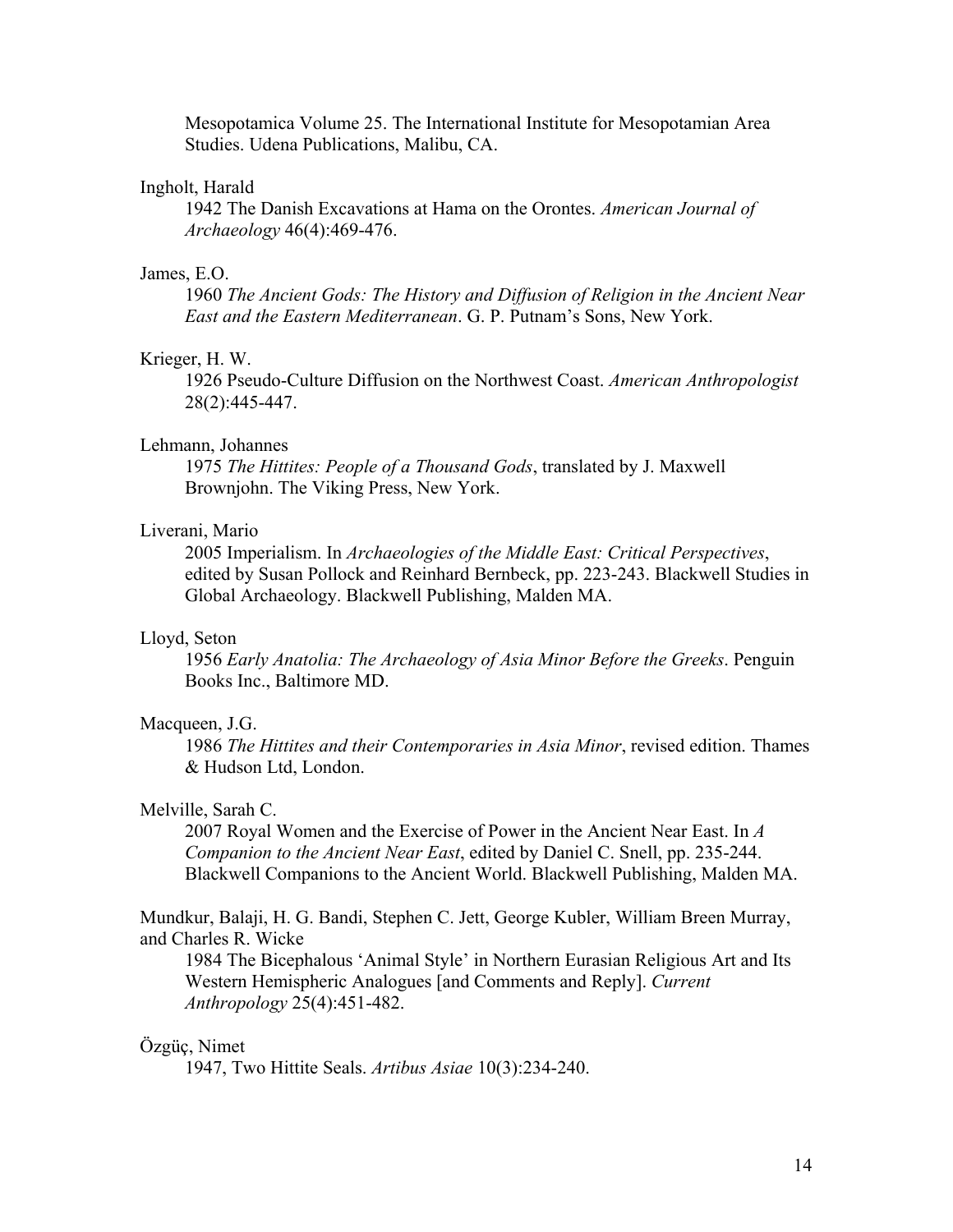Mesopotamica Volume 25. The International Institute for Mesopotamian Area Studies. Udena Publications, Malibu, CA.

Ingholt, Harald

1942 The Danish Excavations at Hama on the Orontes. *American Journal of Archaeology* 46(4):469-476.

James, E.O.

1960 *The Ancient Gods: The History and Diffusion of Religion in the Ancient Near East and the Eastern Mediterranean*. G. P. Putnam's Sons, New York.

Krieger, H. W.

1926 Pseudo-Culture Diffusion on the Northwest Coast. *American Anthropologist* 28(2):445-447.

Lehmann, Johannes

1975 *The Hittites: People of a Thousand Gods*, translated by J. Maxwell Brownjohn. The Viking Press, New York.

Liverani, Mario

2005 Imperialism. In *Archaeologies of the Middle East: Critical Perspectives*, edited by Susan Pollock and Reinhard Bernbeck, pp. 223-243. Blackwell Studies in Global Archaeology. Blackwell Publishing, Malden MA.

Lloyd, Seton

1956 *Early Anatolia: The Archaeology of Asia Minor Before the Greeks*. Penguin Books Inc., Baltimore MD.

Macqueen, J.G.

1986 *The Hittites and their Contemporaries in Asia Minor*, revised edition. Thames & Hudson Ltd, London.

Melville, Sarah C.

2007 Royal Women and the Exercise of Power in the Ancient Near East. In *A Companion to the Ancient Near East*, edited by Daniel C. Snell, pp. 235-244. Blackwell Companions to the Ancient World. Blackwell Publishing, Malden MA.

Mundkur, Balaji, H. G. Bandi, Stephen C. Jett, George Kubler, William Breen Murray, and Charles R. Wicke

1984 The Bicephalous 'Animal Style' in Northern Eurasian Religious Art and Its Western Hemispheric Analogues [and Comments and Reply]. *Current Anthropology* 25(4):451-482.

Özgüç, Nimet

1947, Two Hittite Seals. *Artibus Asiae* 10(3):234-240.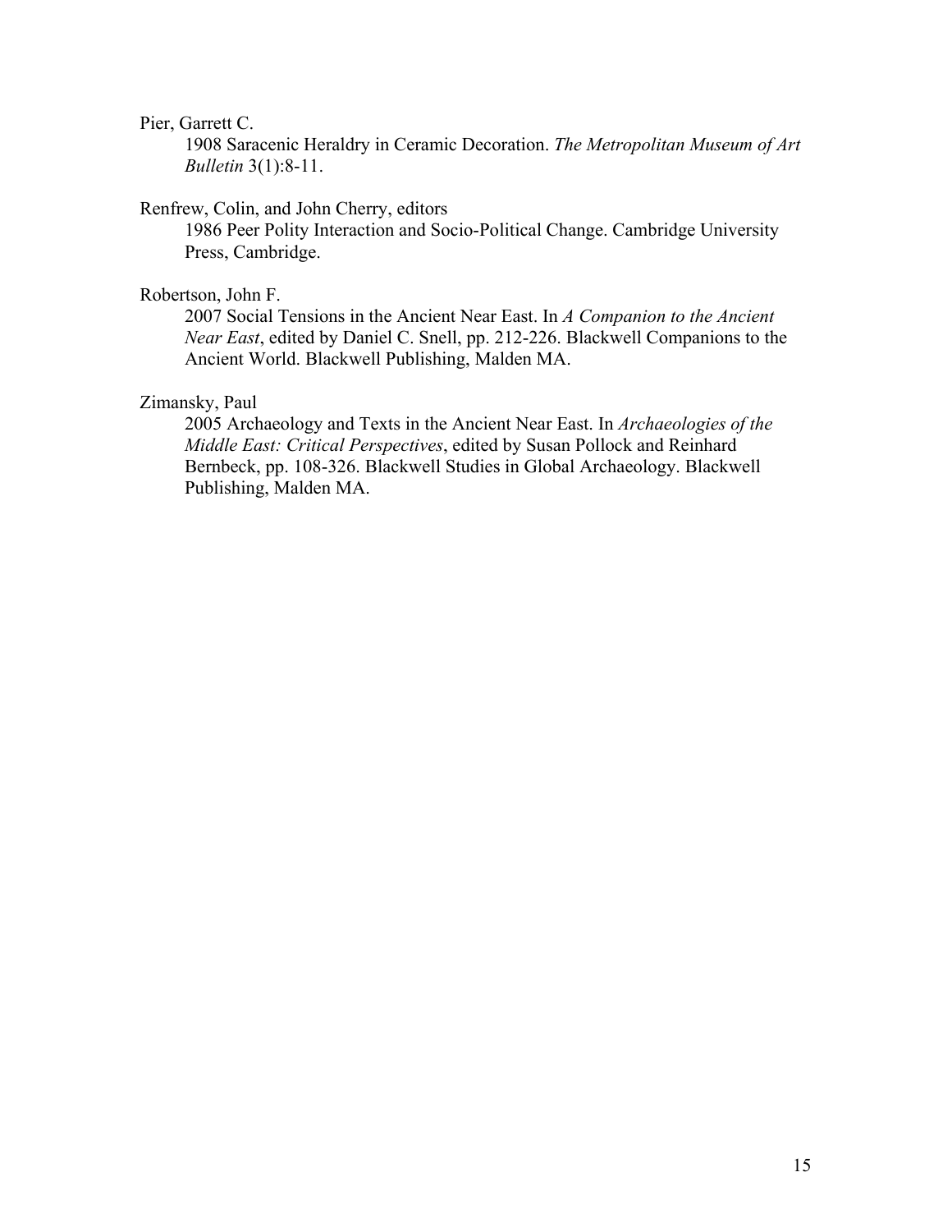Pier, Garrett C.

1908 Saracenic Heraldry in Ceramic Decoration. *The Metropolitan Museum of Art Bulletin* 3(1):8-11.

Renfrew, Colin, and John Cherry, editors

1986 Peer Polity Interaction and Socio-Political Change. Cambridge University Press, Cambridge.

Robertson, John F.

2007 Social Tensions in the Ancient Near East. In *A Companion to the Ancient Near East*, edited by Daniel C. Snell, pp. 212-226. Blackwell Companions to the Ancient World. Blackwell Publishing, Malden MA.

Zimansky, Paul

2005 Archaeology and Texts in the Ancient Near East. In *Archaeologies of the Middle East: Critical Perspectives*, edited by Susan Pollock and Reinhard Bernbeck, pp. 108-326. Blackwell Studies in Global Archaeology. Blackwell Publishing, Malden MA.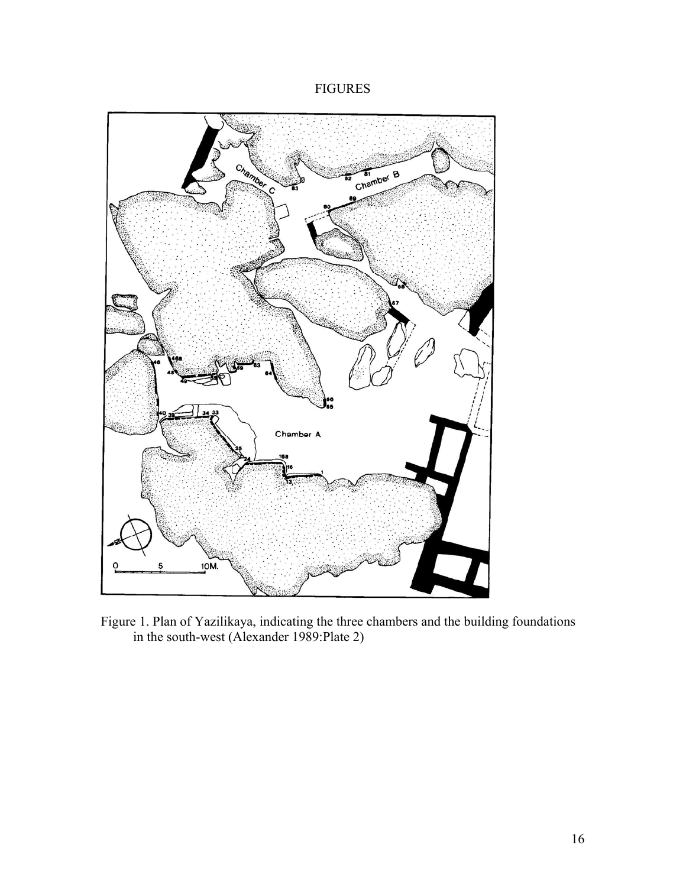# FIGURES

Figure 1. Plan of Yazilikaya, indicating the three chambers and the building foundations in the south-west (Alexander 1989:Plate 2)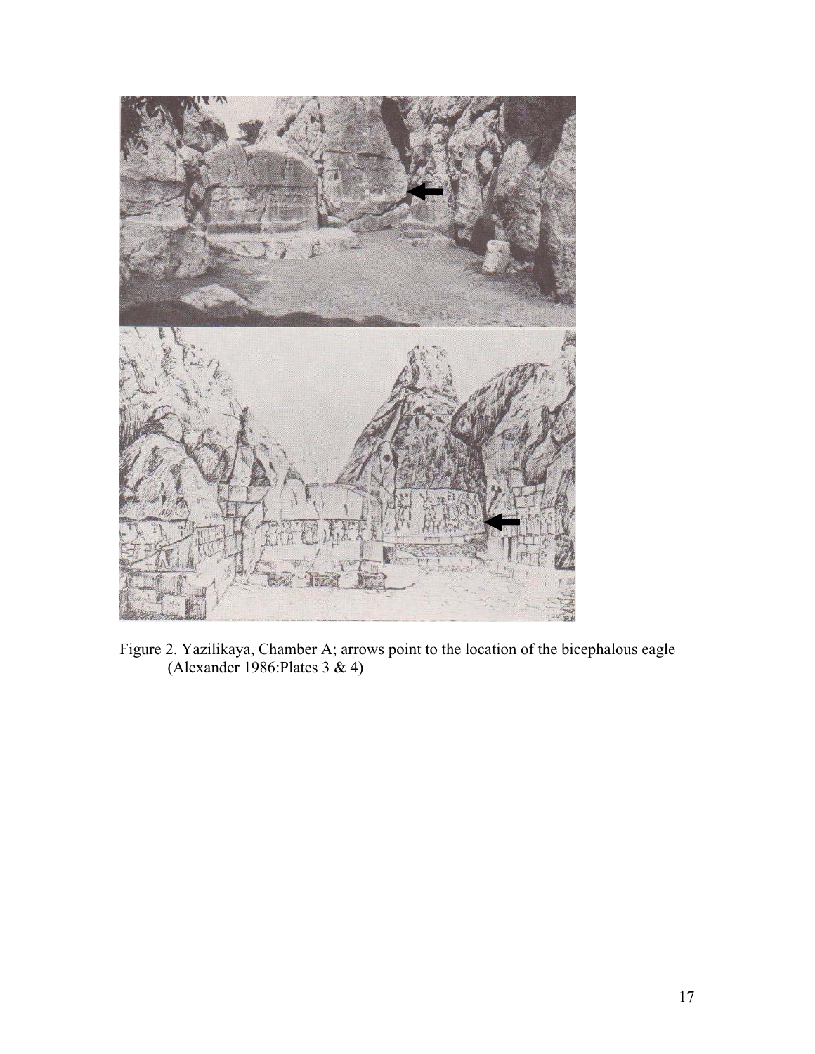Figure 2. Yazilikaya, Chamber A; arrows point to the location of the bicephalous eagle (Alexander 1986:Plates 3 & 4)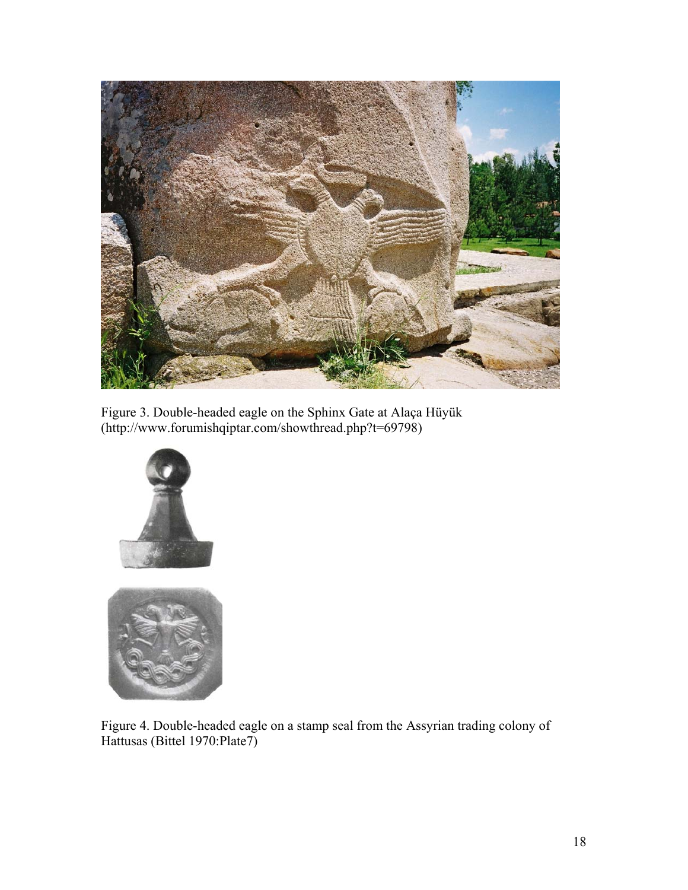Figure 3. Double-headed eagle on the Sphinx Gate at Alaça Hüyük (http://www.forumishqiptar.com/showthread.php?t=69798)

Figure 4. Double-headed eagle on a stamp seal from the Assyrian trading colony of Hattusas (Bittel 1970:Plate7)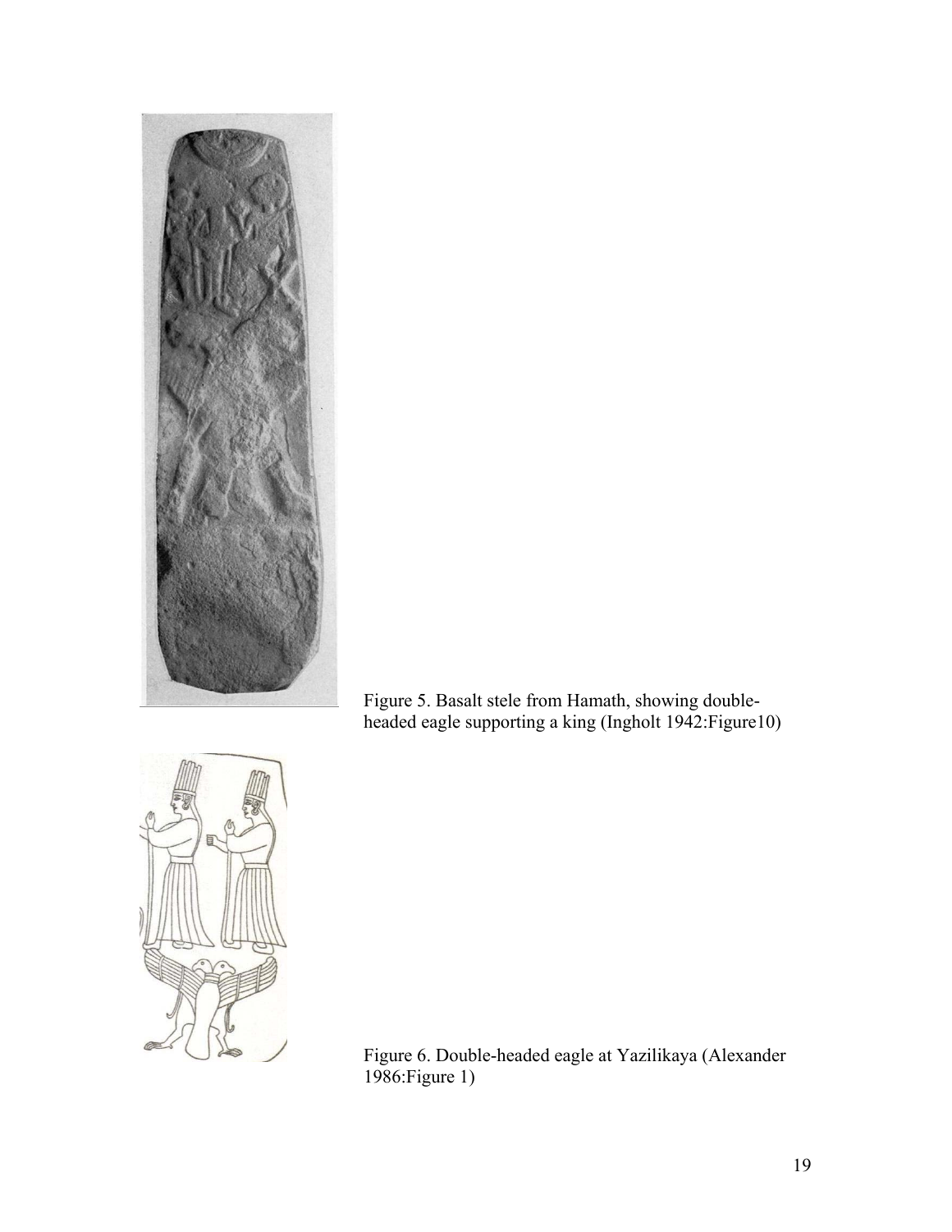Figure 5. Basalt stele from Hamath, showing double-headed eagle supporting a king (Ingholt 1942:Figure10)

Figure 6. Double-headed eagle at Yazilikaya (Alexander 1986:Figure 1)